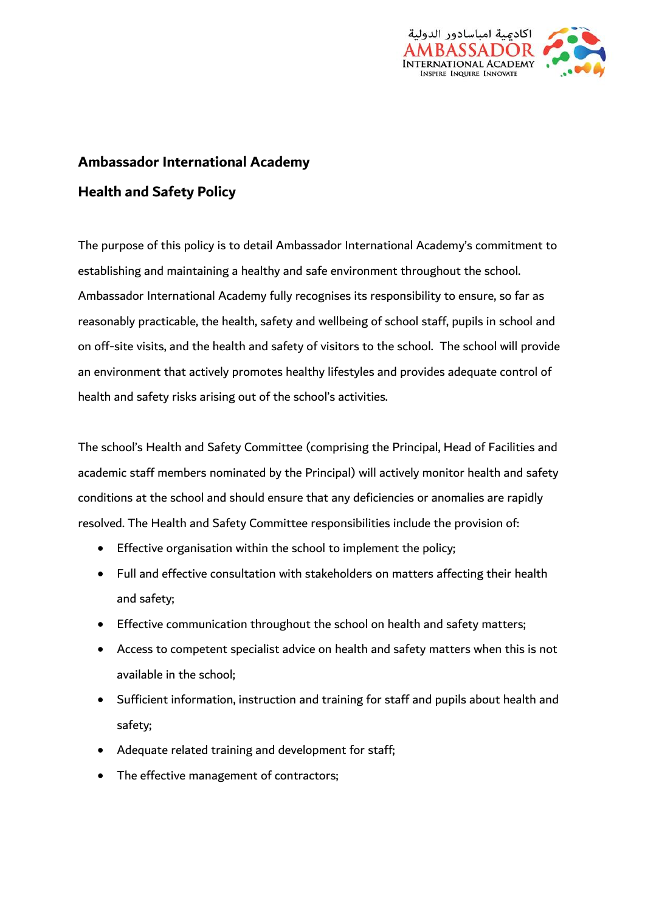# Ambassador International Academy

## Health and Safety Policy

The purpose of this policy is to detail Ambassador International Academy's commitment to establishing and maintaining a healthy and safe environment throughout the school. Ambassador International Academy fully recognises its responsibility to ensure, so far as reasonably practicable, the health, safety and wellbeing of school staff, pupils in school and on off-site visits, and the health and safety of visitors to the school. The school will provide an environment that actively promotes healthy lifestyles and provides adequate control of health and safety risks arising out of the school's activities.

The school's Health and Safety Committee (comprising the Principal, Head of Facilities and academic staff members nominated by the Principal) will actively monitor health and safety conditions at the school and should ensure that any deficiencies or anomalies are rapidly resolved. The Health and Safety Committee responsibilities include the provision of:

- Effective organisation within the school to implement the policy;
- Full and effective consultation with stakeholders on matters affecting their health and safety;
- Effective communication throughout the school on health and safety matters;
- Access to competent specialist advice on health and safety matters when this is not available in the school;
- Sufficient information, instruction and training for staff and pupils about health and safety;
- Adequate related training and development for staff;
- The effective management of contractors;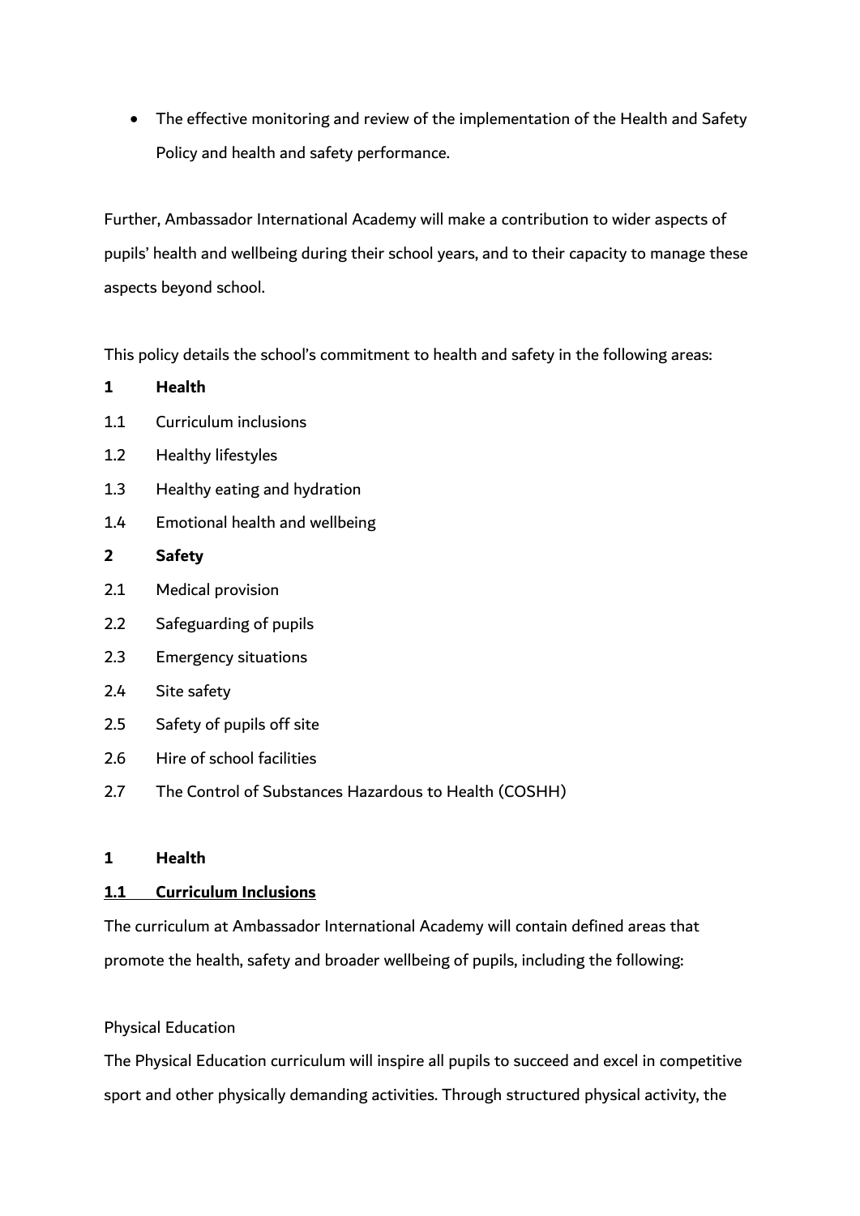- The effective monitoring and review of the implementation of the Health and Safety Policy and health and safety performance.

Further, Ambassador International Academy will make a contribution to wider aspects of pupils' health and wellbeing during their school years, and to their capacity to manage these aspects beyond school.

This policy details the school's commitment to health and safety in the following areas:

**1 Health**

1.1 Curriculum inclusions

1.2 Healthy lifestyles

1.3 Healthy eating and hydration

1.4 Emotional health and wellbeing

**2 Safety**

2.1 Medical provision

2.2 Safeguarding of pupils

2.3 Emergency situations

2.4 Site safety

2.5 Safety of pupils off site

2.6 Hire of school facilities

2.7 The Control of Substances Hazardous to Health (COSHH)

## 1 Health

### 1.1 Curriculum Inclusions

The curriculum at Ambassador International Academy will contain defined areas that promote the health, safety and broader wellbeing of pupils, including the following:

Physical Education

The Physical Education curriculum will inspire all pupils to succeed and excel in competitive sport and other physically demanding activities. Through structured physical activity, the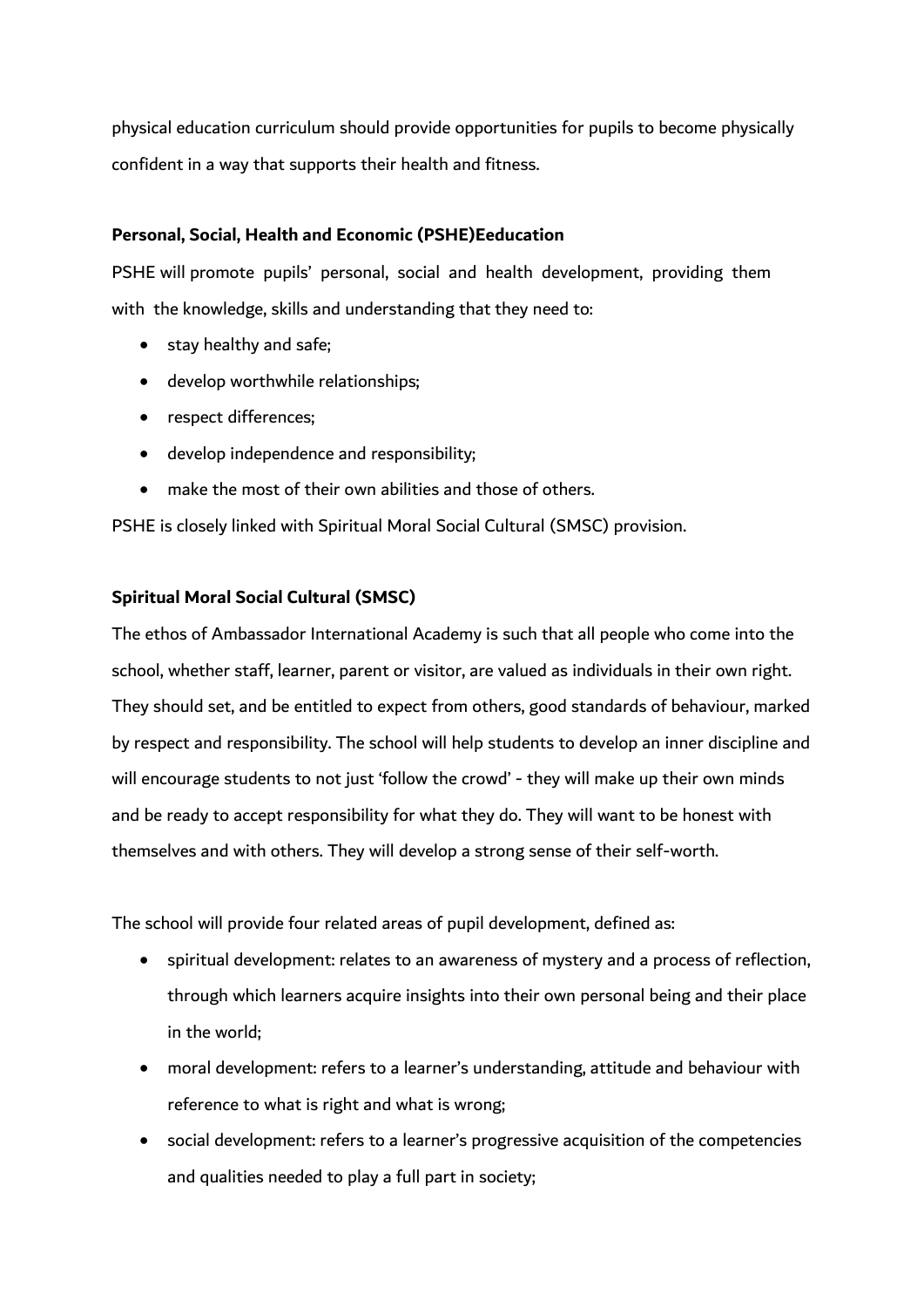physical education curriculum should provide opportunities for pupils to become physically confident in a way that supports their health and fitness.

**Personal, Social, Health and Economic (PSHE)Eeducation**

PSHE will promote pupils' personal, social and health development, providing them with the knowledge, skills and understanding that they need to:

- stay healthy and safe;
- develop worthwhile relationships;
- respect differences;
- develop independence and responsibility;
- make the most of their own abilities and those of others.

PSHE is closely linked with Spiritual Moral Social Cultural (SMSC) provision.

**Spiritual Moral Social Cultural (SMSC)**

The ethos of Ambassador International Academy is such that all people who come into the school, whether staff, learner, parent or visitor, are valued as individuals in their own right. They should set, and be entitled to expect from others, good standards of behaviour, marked by respect and responsibility. The school will help students to develop an inner discipline and will encourage students to not just 'follow the crowd' - they will make up their own minds and be ready to accept responsibility for what they do. They will want to be honest with themselves and with others. They will develop a strong sense of their self-worth.

The school will provide four related areas of pupil development, defined as:

- spiritual development: relates to an awareness of mystery and a process of reflection, through which learners acquire insights into their own personal being and their place in the world;
- moral development: refers to a learner's understanding, attitude and behaviour with reference to what is right and what is wrong;
- social development: refers to a learner's progressive acquisition of the competencies and qualities needed to play a full part in society;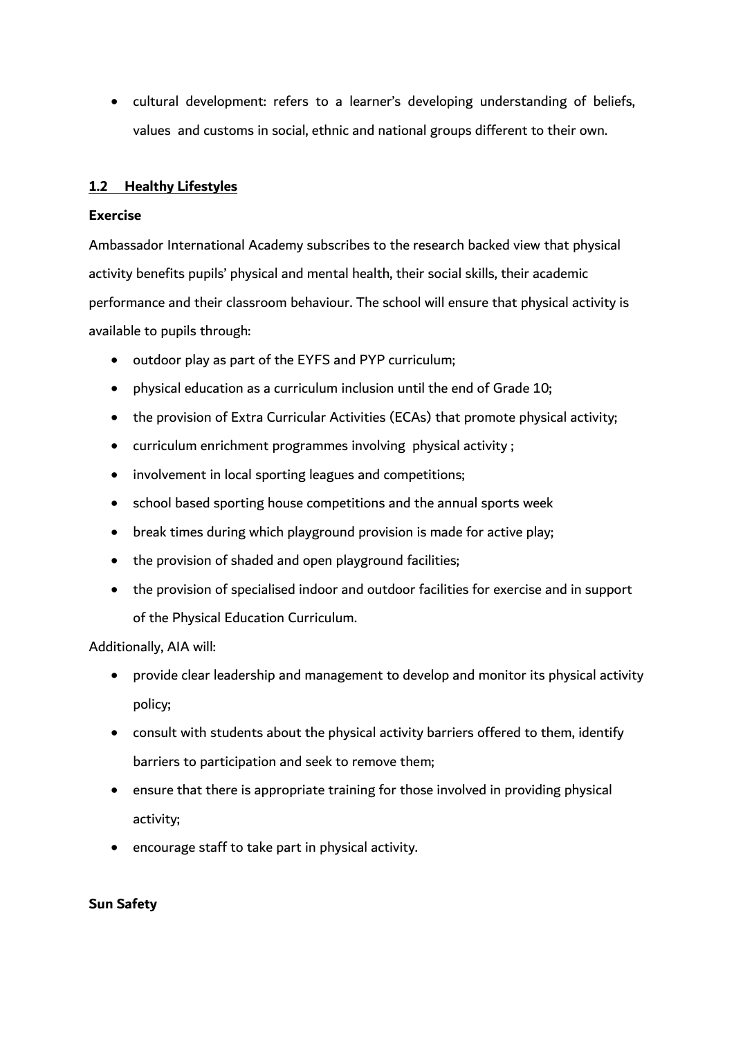- cultural development: refers to a learner's developing understanding of beliefs, values and customs in social, ethnic and national groups different to their own.

### 1.2 Healthy Lifestyles

**Exercise**

Ambassador International Academy subscribes to the research backed view that physical activity benefits pupils' physical and mental health, their social skills, their academic performance and their classroom behaviour. The school will ensure that physical activity is available to pupils through:

- outdoor play as part of the EYFS and PYP curriculum;
- physical education as a curriculum inclusion until the end of Grade 10;
- the provision of Extra Curricular Activities (ECAs) that promote physical activity;
- curriculum enrichment programmes involving physical activity ;
- involvement in local sporting leagues and competitions;
- school based sporting house competitions and the annual sports week
- break times during which playground provision is made for active play;
- the provision of shaded and open playground facilities;
- the provision of specialised indoor and outdoor facilities for exercise and in support of the Physical Education Curriculum.

Additionally, AIA will:

- provide clear leadership and management to develop and monitor its physical activity policy;
- consult with students about the physical activity barriers offered to them, identify barriers to participation and seek to remove them;
- ensure that there is appropriate training for those involved in providing physical activity;
- encourage staff to take part in physical activity.

**Sun Safety**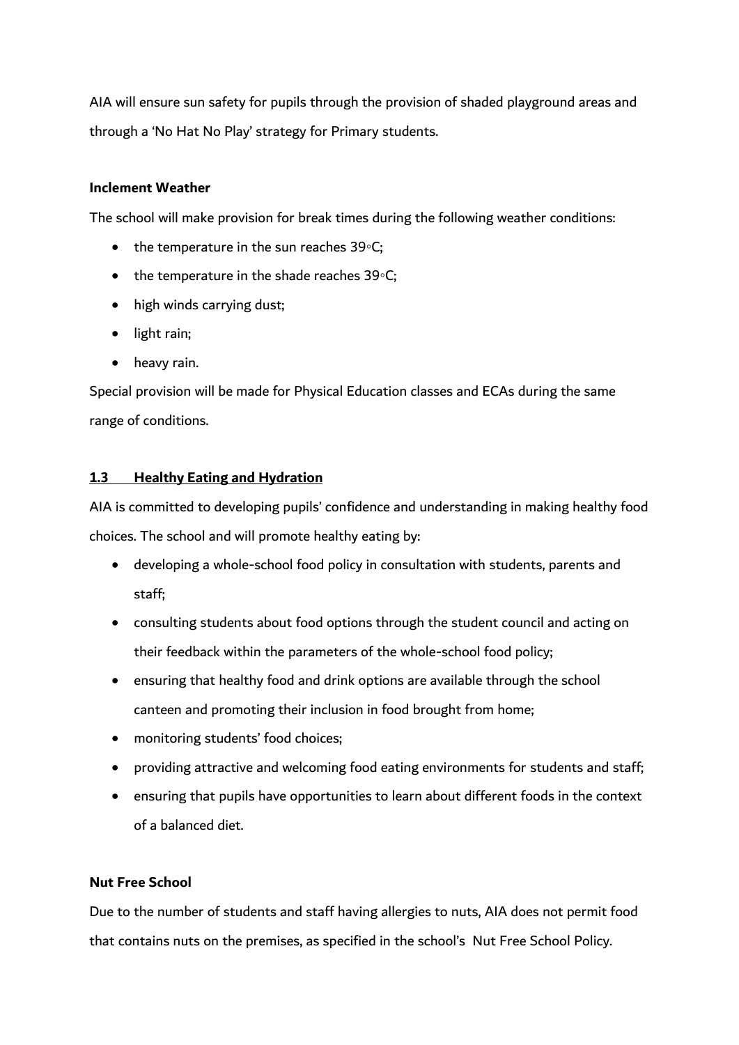AIA will ensure sun safety for pupils through the provision of shaded playground areas and through a 'No Hat No Play' strategy for Primary students.

**Inclement Weather**

The school will make provision for break times during the following weather conditions:

- the temperature in the sun reaches 39◦C;
- the temperature in the shade reaches 39◦C;
- high winds carrying dust;
- light rain;
- heavy rain.

Special provision will be made for Physical Education classes and ECAs during the same range of conditions.

## 1.3 Healthy Eating and Hydration

AIA is committed to developing pupils' confidence and understanding in making healthy food choices. The school and will promote healthy eating by:

- developing a whole-school food policy in consultation with students, parents and staff;
- consulting students about food options through the student council and acting on their feedback within the parameters of the whole-school food policy;
- ensuring that healthy food and drink options are available through the school canteen and promoting their inclusion in food brought from home;
- monitoring students' food choices;
- providing attractive and welcoming food eating environments for students and staff;
- ensuring that pupils have opportunities to learn about different foods in the context of a balanced diet.

**Nut Free School**

Due to the number of students and staff having allergies to nuts, AIA does not permit food that contains nuts on the premises, as specified in the school's Nut Free School Policy.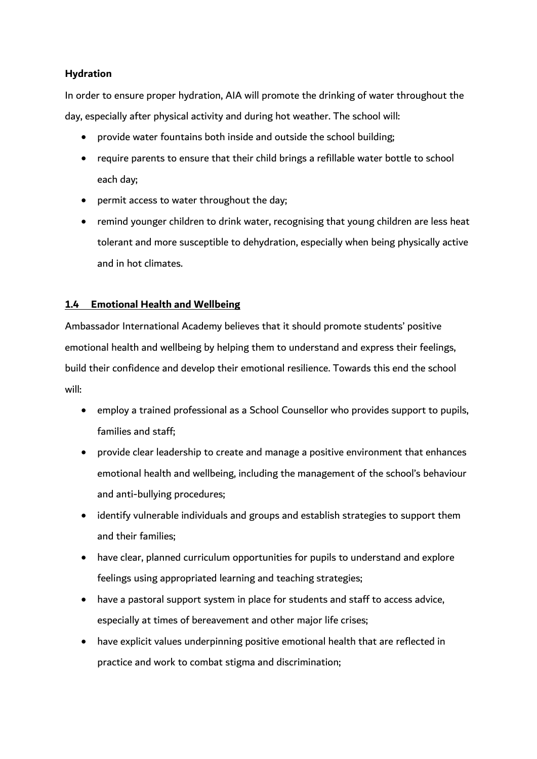**Hydration**

In order to ensure proper hydration, AIA will promote the drinking of water throughout the day, especially after physical activity and during hot weather. The school will:

- provide water fountains both inside and outside the school building;
- require parents to ensure that their child brings a refillable water bottle to school each day;
- permit access to water throughout the day;
- remind younger children to drink water, recognising that young children are less heat tolerant and more susceptible to dehydration, especially when being physically active and in hot climates.

### 1.4 Emotional Health and Wellbeing

Ambassador International Academy believes that it should promote students' positive emotional health and wellbeing by helping them to understand and express their feelings, build their confidence and develop their emotional resilience. Towards this end the school will:

- employ a trained professional as a School Counsellor who provides support to pupils, families and staff;
- provide clear leadership to create and manage a positive environment that enhances emotional health and wellbeing, including the management of the school's behaviour and anti-bullying procedures;
- identify vulnerable individuals and groups and establish strategies to support them and their families;
- have clear, planned curriculum opportunities for pupils to understand and explore feelings using appropriated learning and teaching strategies;
- have a pastoral support system in place for students and staff to access advice, especially at times of bereavement and other major life crises;
- have explicit values underpinning positive emotional health that are reflected in practice and work to combat stigma and discrimination;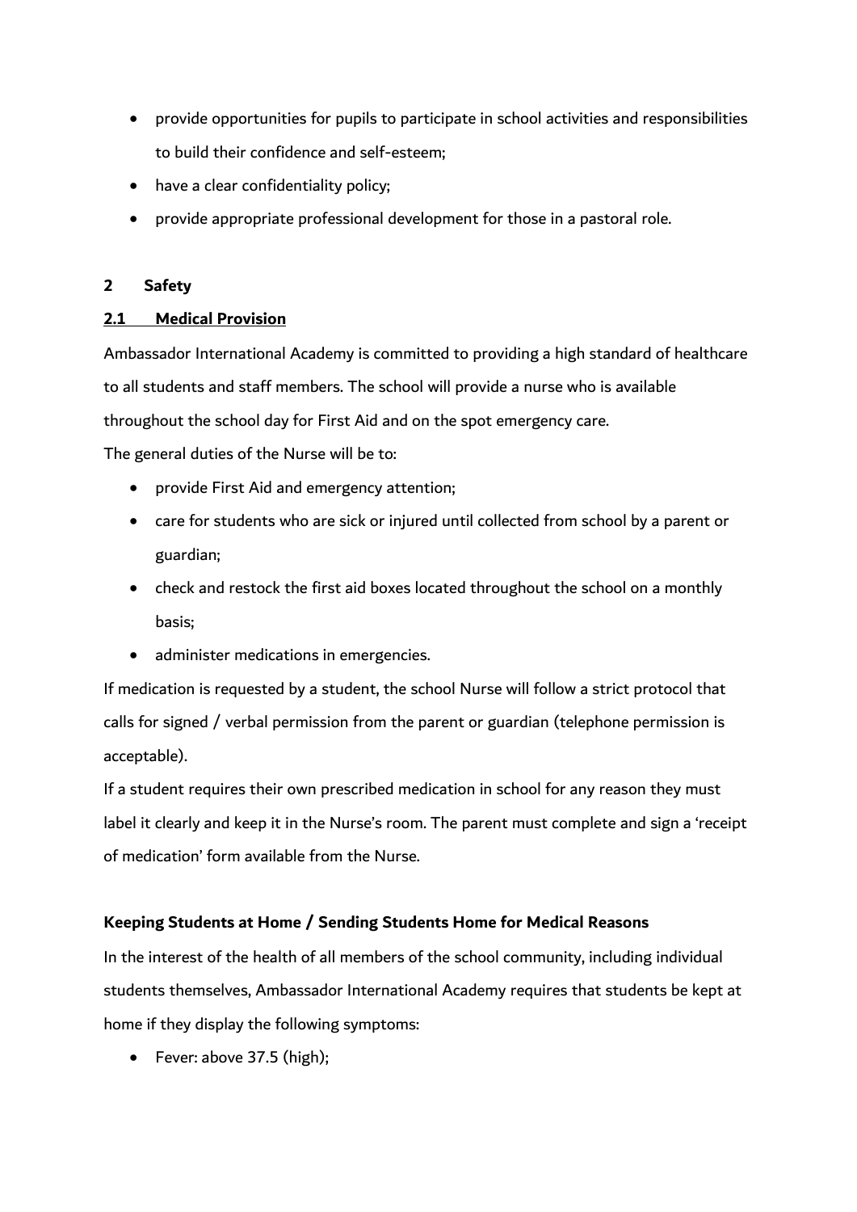- provide opportunities for pupils to participate in school activities and responsibilities to build their confidence and self-esteem;
- have a clear confidentiality policy;
- provide appropriate professional development for those in a pastoral role.

## 2 Safety

### 2.1 Medical Provision

Ambassador International Academy is committed to providing a high standard of healthcare to all students and staff members. The school will provide a nurse who is available throughout the school day for First Aid and on the spot emergency care.

The general duties of the Nurse will be to:

- provide First Aid and emergency attention;
- care for students who are sick or injured until collected from school by a parent or guardian;
- check and restock the first aid boxes located throughout the school on a monthly basis;
- administer medications in emergencies.

If medication is requested by a student, the school Nurse will follow a strict protocol that calls for signed / verbal permission from the parent or guardian (telephone permission is acceptable).

If a student requires their own prescribed medication in school for any reason they must label it clearly and keep it in the Nurse's room. The parent must complete and sign a 'receipt of medication' form available from the Nurse.

**Keeping Students at Home / Sending Students Home for Medical Reasons**

In the interest of the health of all members of the school community, including individual students themselves, Ambassador International Academy requires that students be kept at home if they display the following symptoms:

- Fever: above 37.5 (high);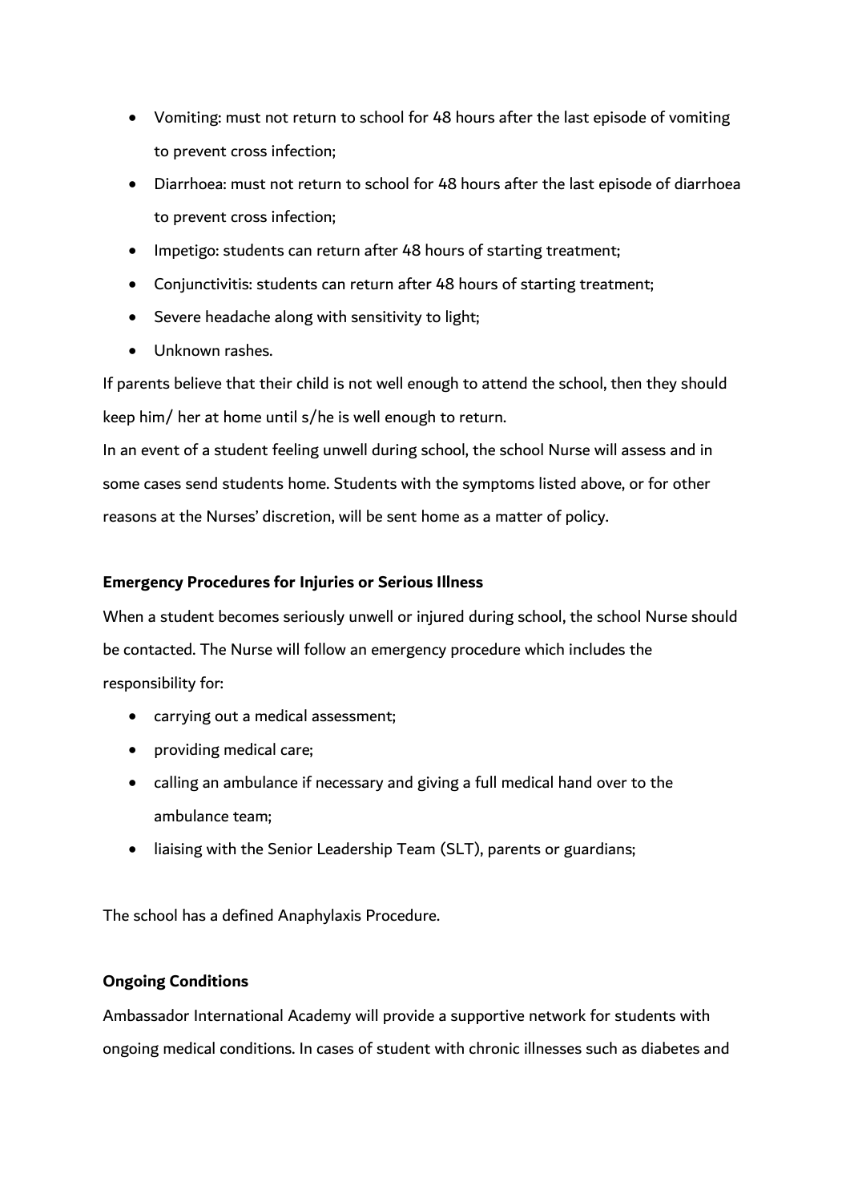- Vomiting: must not return to school for 48 hours after the last episode of vomiting to prevent cross infection;
- Diarrhoea: must not return to school for 48 hours after the last episode of diarrhoea to prevent cross infection;
- Impetigo: students can return after 48 hours of starting treatment;
- Conjunctivitis: students can return after 48 hours of starting treatment;
- Severe headache along with sensitivity to light;
- Unknown rashes.

If parents believe that their child is not well enough to attend the school, then they should keep him/ her at home until s/he is well enough to return.

In an event of a student feeling unwell during school, the school Nurse will assess and in some cases send students home. Students with the symptoms listed above, or for other reasons at the Nurses' discretion, will be sent home as a matter of policy.

**Emergency Procedures for Injuries or Serious Illness**

When a student becomes seriously unwell or injured during school, the school Nurse should be contacted. The Nurse will follow an emergency procedure which includes the responsibility for:

- carrying out a medical assessment;
- providing medical care;
- calling an ambulance if necessary and giving a full medical hand over to the ambulance team;
- liaising with the Senior Leadership Team (SLT), parents or guardians;

The school has a defined Anaphylaxis Procedure.

**Ongoing Conditions**

Ambassador International Academy will provide a supportive network for students with ongoing medical conditions. In cases of student with chronic illnesses such as diabetes and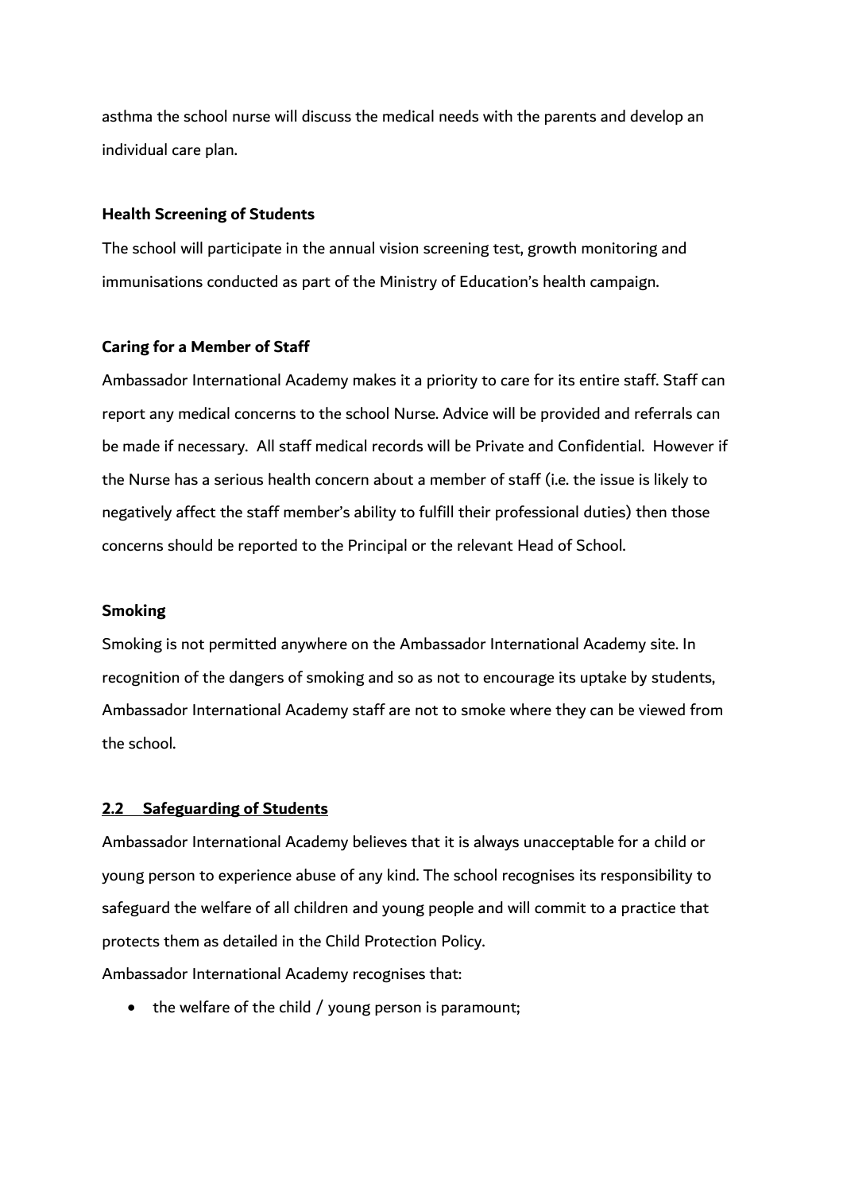asthma the school nurse will discuss the medical needs with the parents and develop an individual care plan.

**Health Screening of Students**

The school will participate in the annual vision screening test, growth monitoring and immunisations conducted as part of the Ministry of Education's health campaign.

**Caring for a Member of Staff**

Ambassador International Academy makes it a priority to care for its entire staff. Staff can report any medical concerns to the school Nurse. Advice will be provided and referrals can be made if necessary. All staff medical records will be Private and Confidential. However if the Nurse has a serious health concern about a member of staff (i.e. the issue is likely to negatively affect the staff member's ability to fulfill their professional duties) then those concerns should be reported to the Principal or the relevant Head of School.

**Smoking**

Smoking is not permitted anywhere on the Ambassador International Academy site. In recognition of the dangers of smoking and so as not to encourage its uptake by students, Ambassador International Academy staff are not to smoke where they can be viewed from the school.

## 2.2 Safeguarding of Students

Ambassador International Academy believes that it is always unacceptable for a child or young person to experience abuse of any kind. The school recognises its responsibility to safeguard the welfare of all children and young people and will commit to a practice that protects them as detailed in the Child Protection Policy.

Ambassador International Academy recognises that:

- the welfare of the child / young person is paramount;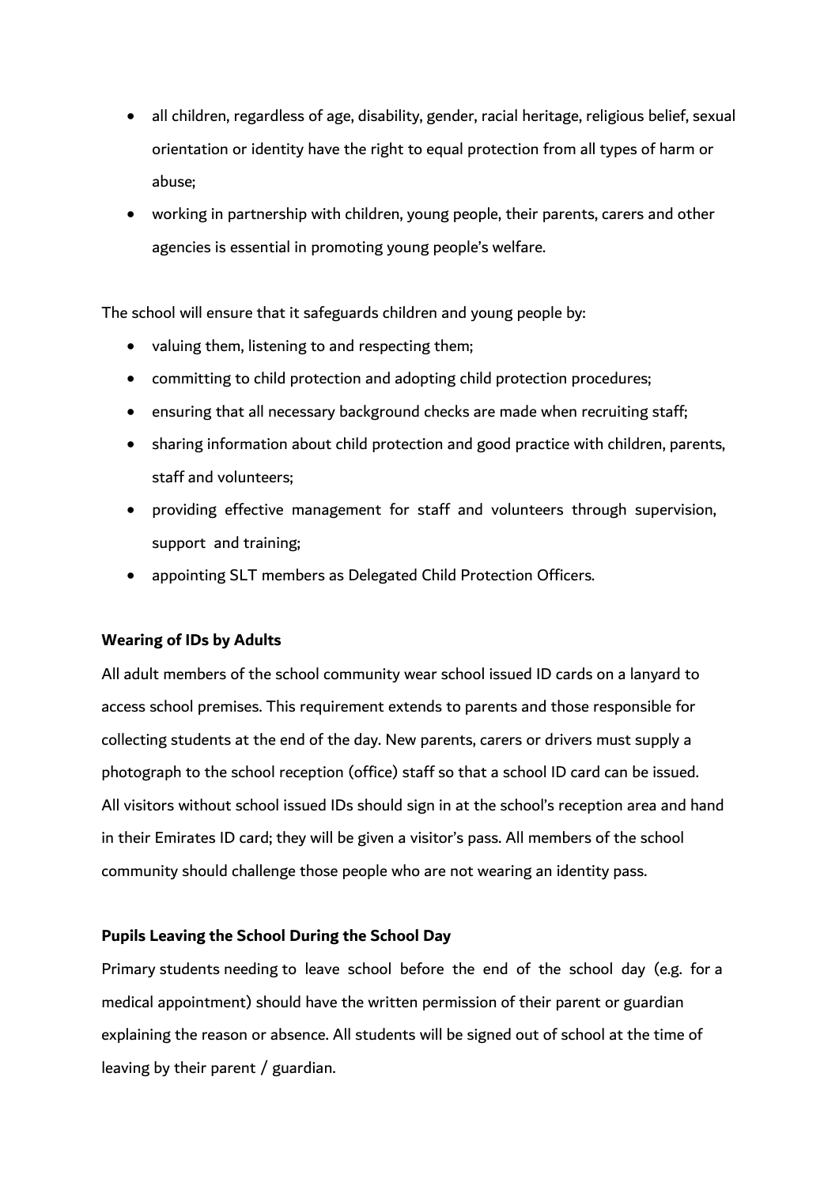- all children, regardless of age, disability, gender, racial heritage, religious belief, sexual orientation or identity have the right to equal protection from all types of harm or abuse;
- working in partnership with children, young people, their parents, carers and other agencies is essential in promoting young people's welfare.

The school will ensure that it safeguards children and young people by:

- valuing them, listening to and respecting them;
- committing to child protection and adopting child protection procedures;
- ensuring that all necessary background checks are made when recruiting staff;
- sharing information about child protection and good practice with children, parents, staff and volunteers;
- providing effective management for staff and volunteers through supervision, support and training;
- appointing SLT members as Delegated Child Protection Officers.

**Wearing of IDs by Adults**

All adult members of the school community wear school issued ID cards on a lanyard to access school premises. This requirement extends to parents and those responsible for collecting students at the end of the day. New parents, carers or drivers must supply a photograph to the school reception (office) staff so that a school ID card can be issued. All visitors without school issued IDs should sign in at the school's reception area and hand in their Emirates ID card; they will be given a visitor's pass. All members of the school community should challenge those people who are not wearing an identity pass.

**Pupils Leaving the School During the School Day**

Primary students needing to leave school before the end of the school day (e.g. for a medical appointment) should have the written permission of their parent or guardian explaining the reason or absence. All students will be signed out of school at the time of leaving by their parent / guardian.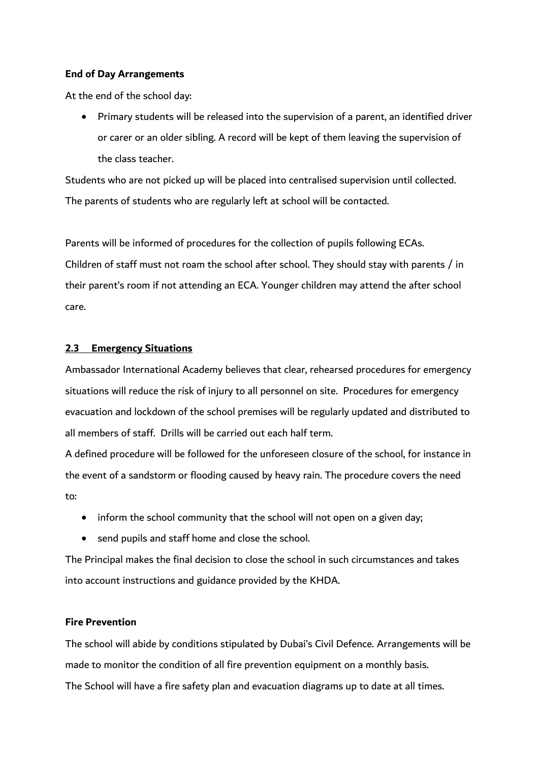**End of Day Arrangements**

At the end of the school day:

- Primary students will be released into the supervision of a parent, an identified driver or carer or an older sibling. A record will be kept of them leaving the supervision of the class teacher.

Students who are not picked up will be placed into centralised supervision until collected. The parents of students who are regularly left at school will be contacted.

Parents will be informed of procedures for the collection of pupils following ECAs. Children of staff must not roam the school after school. They should stay with parents / in their parent's room if not attending an ECA. Younger children may attend the after school care.

## 2.3 Emergency Situations

Ambassador International Academy believes that clear, rehearsed procedures for emergency situations will reduce the risk of injury to all personnel on site. Procedures for emergency evacuation and lockdown of the school premises will be regularly updated and distributed to all members of staff. Drills will be carried out each half term.

A defined procedure will be followed for the unforeseen closure of the school, for instance in the event of a sandstorm or flooding caused by heavy rain. The procedure covers the need to:

- inform the school community that the school will not open on a given day;
- send pupils and staff home and close the school.

The Principal makes the final decision to close the school in such circumstances and takes into account instructions and guidance provided by the KHDA.

**Fire Prevention**

The school will abide by conditions stipulated by Dubai's Civil Defence. Arrangements will be made to monitor the condition of all fire prevention equipment on a monthly basis.

The School will have a fire safety plan and evacuation diagrams up to date at all times.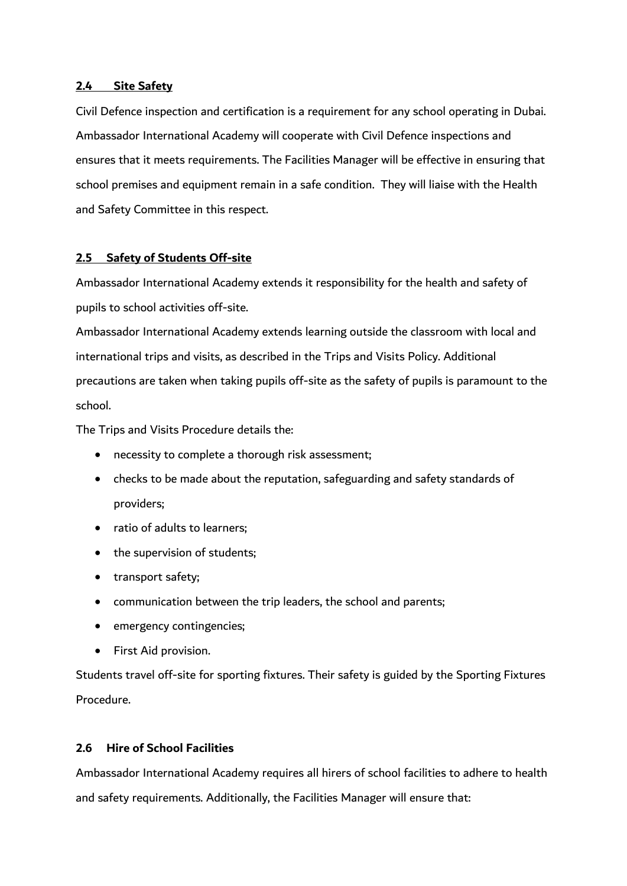### 2.4 Site Safety

Civil Defence inspection and certification is a requirement for any school operating in Dubai. Ambassador International Academy will cooperate with Civil Defence inspections and ensures that it meets requirements. The Facilities Manager will be effective in ensuring that school premises and equipment remain in a safe condition. They will liaise with the Health and Safety Committee in this respect.

### 2.5 Safety of Students Off-site

Ambassador International Academy extends it responsibility for the health and safety of pupils to school activities off-site.

Ambassador International Academy extends learning outside the classroom with local and international trips and visits, as described in the Trips and Visits Policy. Additional precautions are taken when taking pupils off-site as the safety of pupils is paramount to the school.

The Trips and Visits Procedure details the:

- necessity to complete a thorough risk assessment;
- checks to be made about the reputation, safeguarding and safety standards of providers;
- ratio of adults to learners;
- the supervision of students;
- transport safety;
- communication between the trip leaders, the school and parents;
- emergency contingencies;
- First Aid provision.

Students travel off-site for sporting fixtures. Their safety is guided by the Sporting Fixtures Procedure.

### 2.6 Hire of School Facilities

Ambassador International Academy requires all hirers of school facilities to adhere to health and safety requirements. Additionally, the Facilities Manager will ensure that: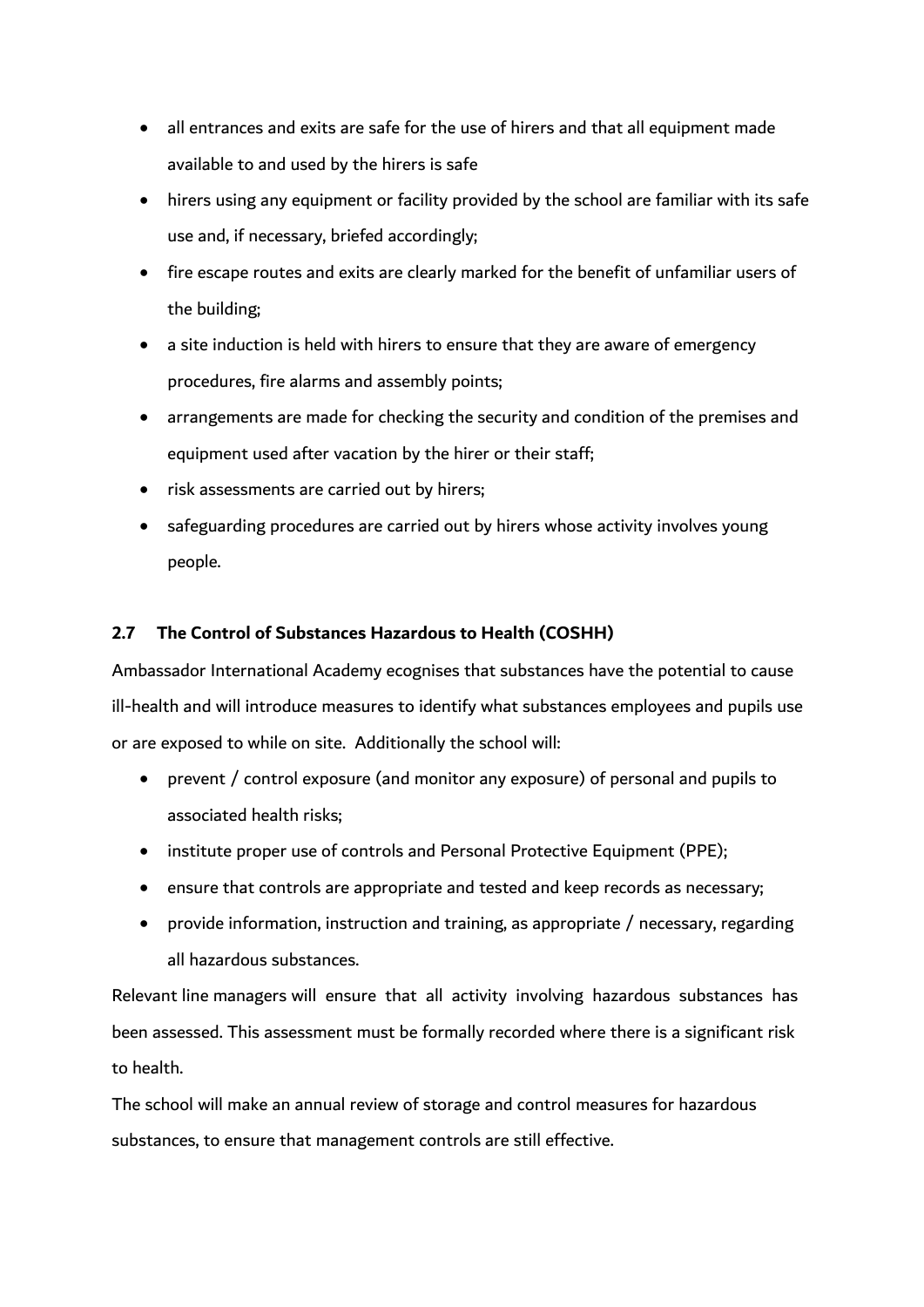- all entrances and exits are safe for the use of hirers and that all equipment made available to and used by the hirers is safe
- hirers using any equipment or facility provided by the school are familiar with its safe use and, if necessary, briefed accordingly;
- fire escape routes and exits are clearly marked for the benefit of unfamiliar users of the building;
- a site induction is held with hirers to ensure that they are aware of emergency procedures, fire alarms and assembly points;
- arrangements are made for checking the security and condition of the premises and equipment used after vacation by the hirer or their staff;
- risk assessments are carried out by hirers;
- safeguarding procedures are carried out by hirers whose activity involves young people.

### 2.7 The Control of Substances Hazardous to Health (COSHH)

Ambassador International Academy ecognises that substances have the potential to cause ill-health and will introduce measures to identify what substances employees and pupils use or are exposed to while on site. Additionally the school will:

- prevent / control exposure (and monitor any exposure) of personal and pupils to associated health risks;
- institute proper use of controls and Personal Protective Equipment (PPE);
- ensure that controls are appropriate and tested and keep records as necessary;
- provide information, instruction and training, as appropriate / necessary, regarding all hazardous substances.

Relevant line managers will ensure that all activity involving hazardous substances has been assessed. This assessment must be formally recorded where there is a significant risk to health.

The school will make an annual review of storage and control measures for hazardous substances, to ensure that management controls are still effective.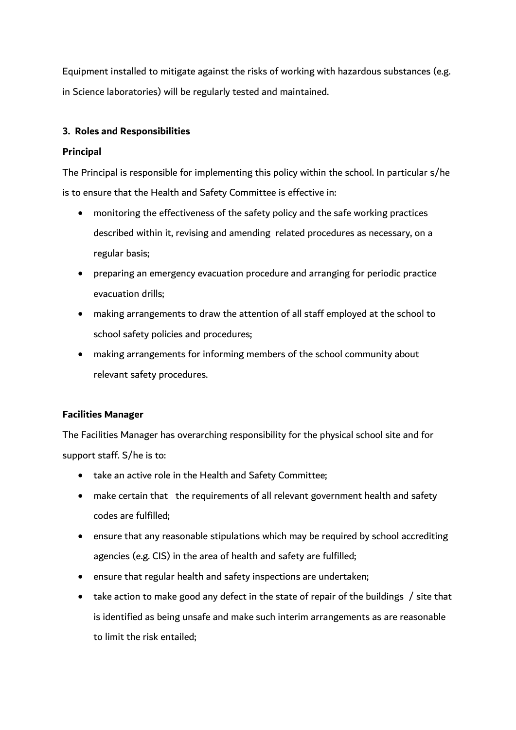Equipment installed to mitigate against the risks of working with hazardous substances (e.g. in Science laboratories) will be regularly tested and maintained.

### 3. Roles and Responsibilities

#### Principal

The Principal is responsible for implementing this policy within the school. In particular s/he is to ensure that the Health and Safety Committee is effective in:

- monitoring the effectiveness of the safety policy and the safe working practices described within it, revising and amending related procedures as necessary, on a regular basis;
- preparing an emergency evacuation procedure and arranging for periodic practice evacuation drills;
- making arrangements to draw the attention of all staff employed at the school to school safety policies and procedures;
- making arrangements for informing members of the school community about relevant safety procedures.

#### Facilities Manager

The Facilities Manager has overarching responsibility for the physical school site and for support staff. S/he is to:

- take an active role in the Health and Safety Committee;
- make certain that the requirements of all relevant government health and safety codes are fulfilled;
- ensure that any reasonable stipulations which may be required by school accrediting agencies (e.g. CIS) in the area of health and safety are fulfilled;
- ensure that regular health and safety inspections are undertaken;
- take action to make good any defect in the state of repair of the buildings / site that is identified as being unsafe and make such interim arrangements as are reasonable to limit the risk entailed;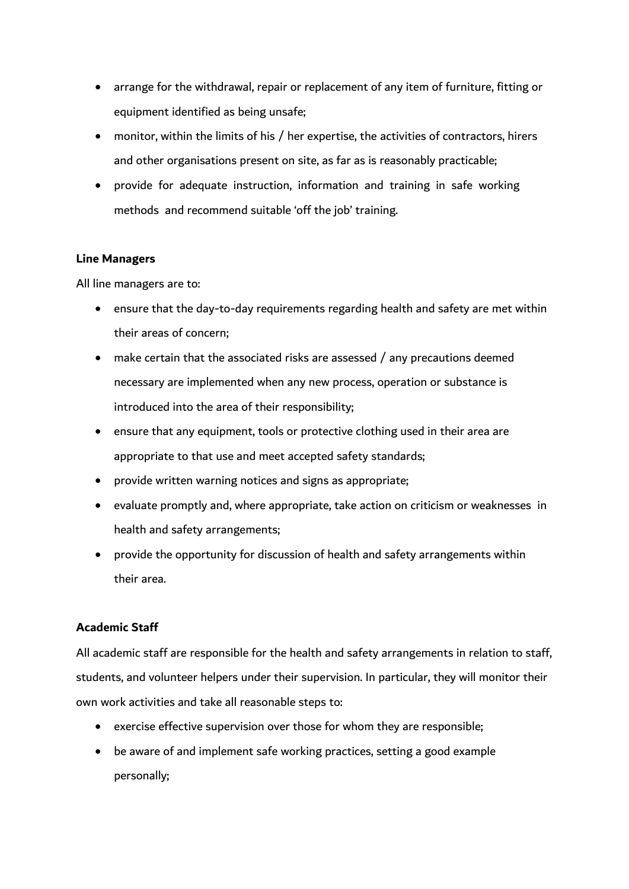- arrange for the withdrawal, repair or replacement of any item of furniture, fitting or equipment identified as being unsafe;
- monitor, within the limits of his / her expertise, the activities of contractors, hirers and other organisations present on site, as far as is reasonably practicable;
- provide for adequate instruction, information and training in safe working methods and recommend suitable 'off the job' training.

**Line Managers**

All line managers are to:

- ensure that the day-to-day requirements regarding health and safety are met within their areas of concern;
- make certain that the associated risks are assessed / any precautions deemed necessary are implemented when any new process, operation or substance is introduced into the area of their responsibility;
- ensure that any equipment, tools or protective clothing used in their area are appropriate to that use and meet accepted safety standards;
- provide written warning notices and signs as appropriate;
- evaluate promptly and, where appropriate, take action on criticism or weaknesses in health and safety arrangements;
- provide the opportunity for discussion of health and safety arrangements within their area.

**Academic Staff**

All academic staff are responsible for the health and safety arrangements in relation to staff, students, and volunteer helpers under their supervision. In particular, they will monitor their own work activities and take all reasonable steps to:

- exercise effective supervision over those for whom they are responsible;
- be aware of and implement safe working practices, setting a good example personally;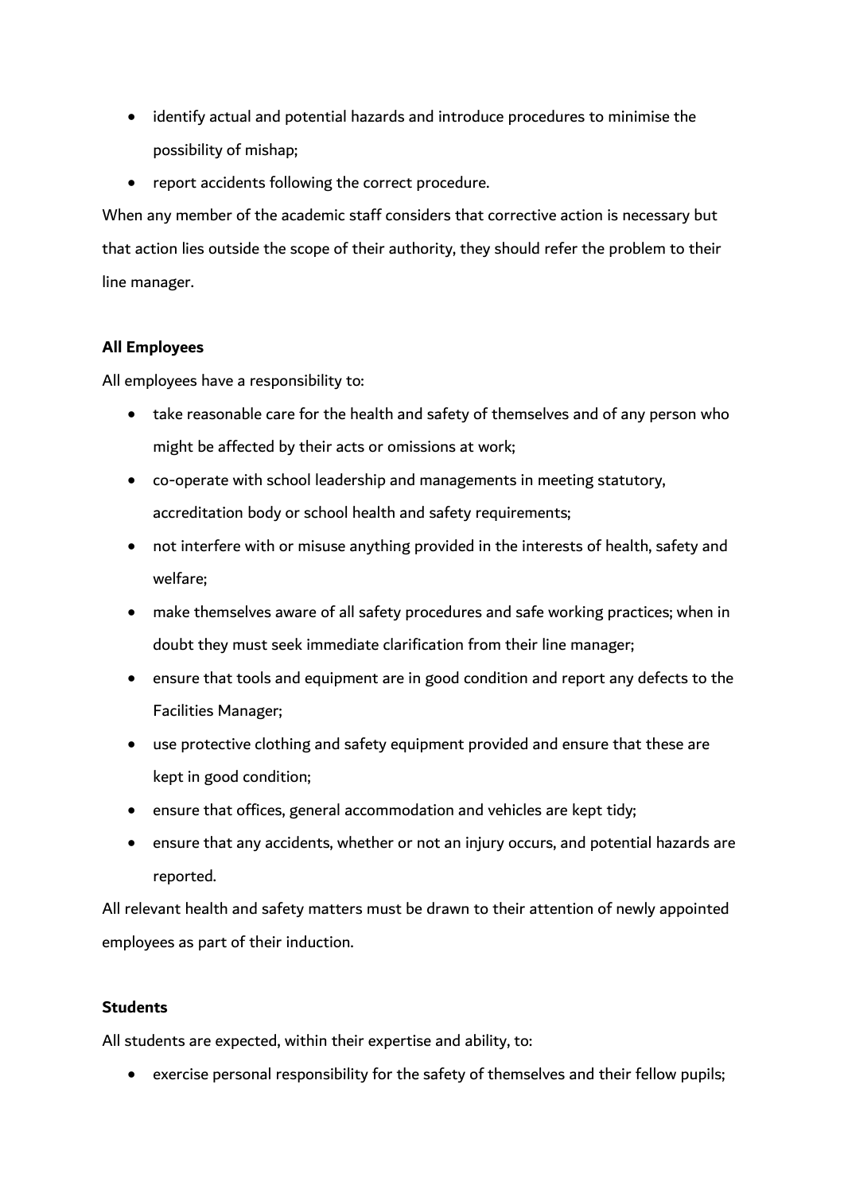- identify actual and potential hazards and introduce procedures to minimise the possibility of mishap;
- report accidents following the correct procedure.

When any member of the academic staff considers that corrective action is necessary but that action lies outside the scope of their authority, they should refer the problem to their line manager.

**All Employees**

All employees have a responsibility to:

- take reasonable care for the health and safety of themselves and of any person who might be affected by their acts or omissions at work;
- co-operate with school leadership and managements in meeting statutory, accreditation body or school health and safety requirements;
- not interfere with or misuse anything provided in the interests of health, safety and welfare;
- make themselves aware of all safety procedures and safe working practices; when in doubt they must seek immediate clarification from their line manager;
- ensure that tools and equipment are in good condition and report any defects to the Facilities Manager;
- use protective clothing and safety equipment provided and ensure that these are kept in good condition;
- ensure that offices, general accommodation and vehicles are kept tidy;
- ensure that any accidents, whether or not an injury occurs, and potential hazards are reported.

All relevant health and safety matters must be drawn to their attention of newly appointed employees as part of their induction.

**Students**

All students are expected, within their expertise and ability, to:

- exercise personal responsibility for the safety of themselves and their fellow pupils;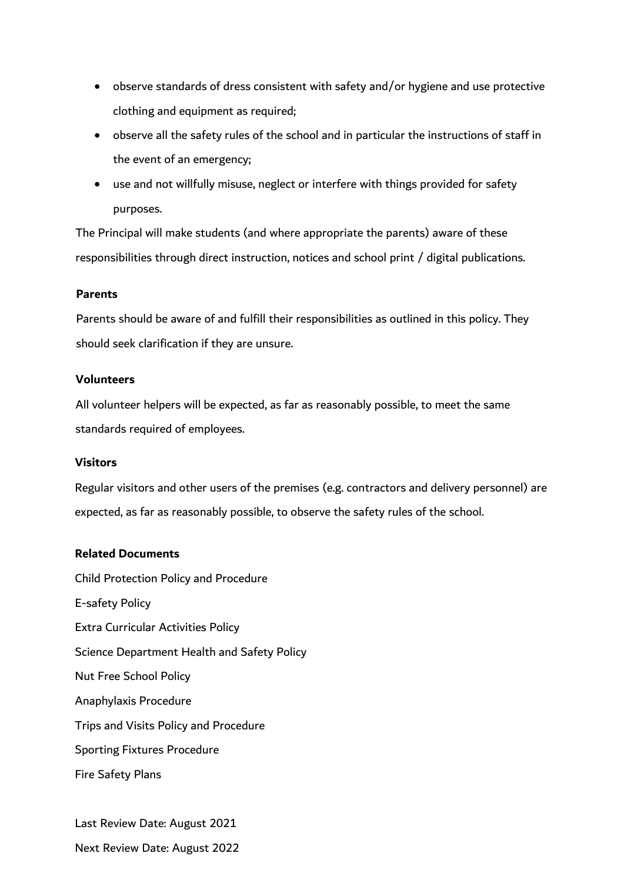- observe standards of dress consistent with safety and/or hygiene and use protective clothing and equipment as required;
- observe all the safety rules of the school and in particular the instructions of staff in the event of an emergency;
- use and not willfully misuse, neglect or interfere with things provided for safety purposes.

The Principal will make students (and where appropriate the parents) aware of these responsibilities through direct instruction, notices and school print / digital publications.

**Parents**

Parents should be aware of and fulfill their responsibilities as outlined in this policy. They should seek clarification if they are unsure.

**Volunteers**

All volunteer helpers will be expected, as far as reasonably possible, to meet the same standards required of employees.

**Visitors**

Regular visitors and other users of the premises (e.g. contractors and delivery personnel) are expected, as far as reasonably possible, to observe the safety rules of the school.

**Related Documents**

Child Protection Policy and Procedure

E-safety Policy

Extra Curricular Activities Policy

Science Department Health and Safety Policy

Nut Free School Policy

Anaphylaxis Procedure

Trips and Visits Policy and Procedure

Sporting Fixtures Procedure

Fire Safety Plans

Last Review Date: August 2021

Next Review Date: August 2022